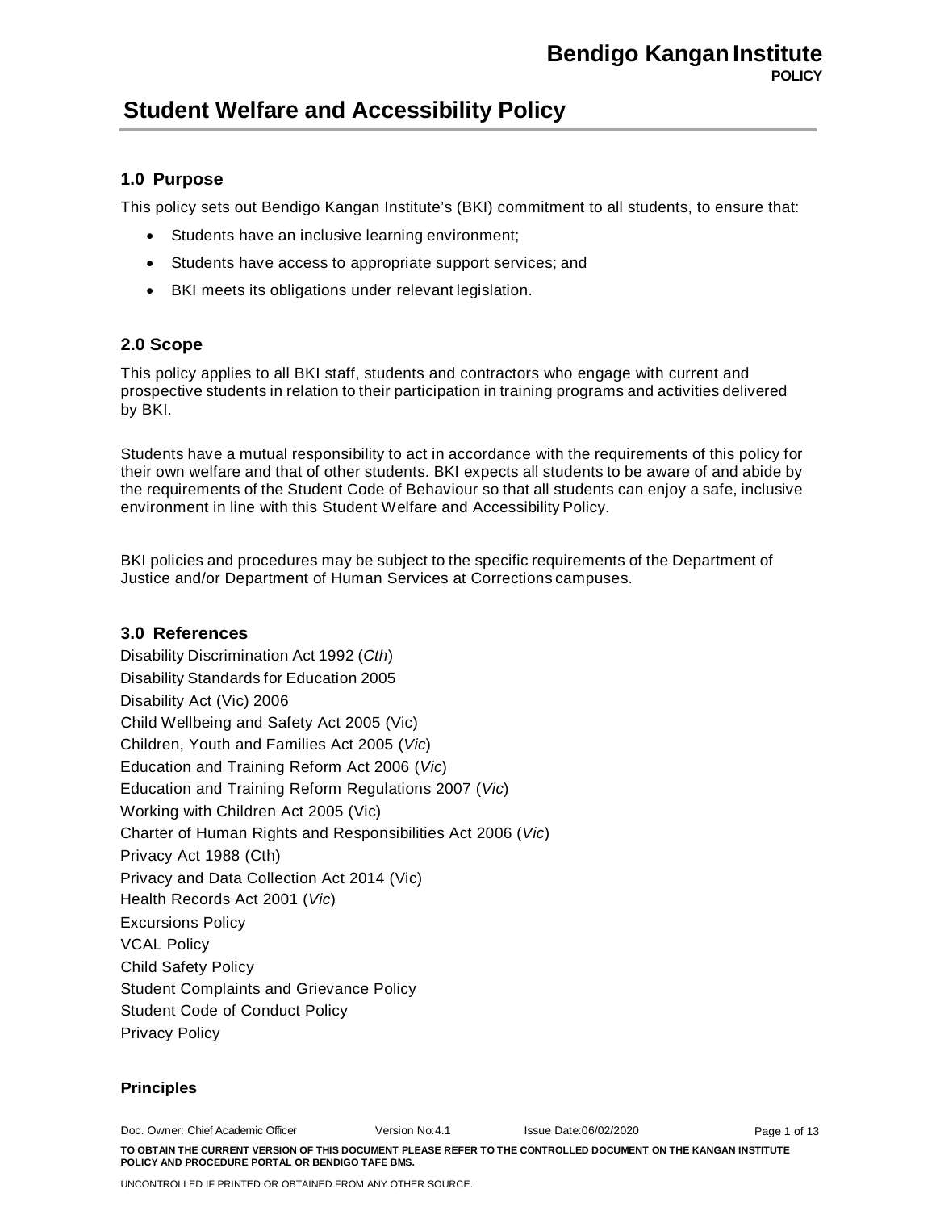# Student Welfare and Accessibility Policy

## 1.0 Purpose

This policy sets out Bendigo Kangan Institute's (BKI) commitment to all students, to ensure that:

- Students have an inclusive learning environment;
- Students have access to appropriate support services; and
- BKI meets its obligations under relevant legislation.

## 2.0 Scope

This policy applies to all BKI staff, students and contractors who engage with current and prospective students in relation to their participation in training programs and activities delivered by BKI.

Students have a mutual responsibility to act in accordance with the requirements of this policy for their own welfare and that of other students. BKI expects all students to be aware of and abide by the requirements of the Student Code of Behaviour so that all students can enjoy a safe, inclusive environment in line with this Student Welfare and Accessibility Policy.

BKI policies and procedures may be subject to the specific requirements of the Department of Justice and/or Department of Human Services at Corrections campuses.

## 3.0 References

Disability Discrimination Act 1992 (*Cth*)
Disability Standards for Education 2005
Disability Act (Vic) 2006
Child Wellbeing and Safety Act 2005 (Vic)
Children, Youth and Families Act 2005 (*Vic*)
Education and Training Reform Act 2006 (*Vic*)
Education and Training Reform Regulations 2007 (*Vic*)
Working with Children Act 2005 (Vic)
Charter of Human Rights and Responsibilities Act 2006 (*Vic*)
Privacy Act 1988 (Cth)
Privacy and Data Collection Act 2014 (Vic)
Health Records Act 2001 (*Vic*)
Excursions Policy
VCAL Policy
Child Safety Policy
Student Complaints and Grievance Policy
Student Code of Conduct Policy
Privacy Policy

**Principles**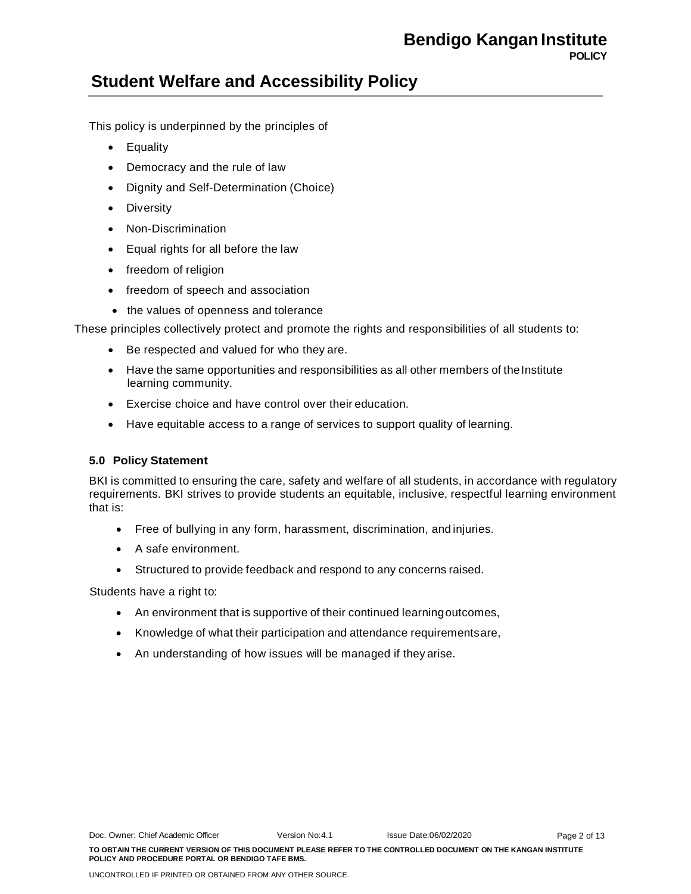This policy is underpinned by the principles of

- Equality
- Democracy and the rule of law
- Dignity and Self-Determination (Choice)
- Diversity
- Non-Discrimination
- Equal rights for all before the law
- freedom of religion
- freedom of speech and association
- the values of openness and tolerance

These principles collectively protect and promote the rights and responsibilities of all students to:

- Be respected and valued for who they are.
- Have the same opportunities and responsibilities as all other members of the Institute learning community.
- Exercise choice and have control over their education.
- Have equitable access to a range of services to support quality of learning.

### 5.0 Policy Statement

BKI is committed to ensuring the care, safety and welfare of all students, in accordance with regulatory requirements. BKI strives to provide students an equitable, inclusive, respectful learning environment that is:

- Free of bullying in any form, harassment, discrimination, and injuries.
- A safe environment.
- Structured to provide feedback and respond to any concerns raised.

Students have a right to:

- An environment that is supportive of their continued learning outcomes,
- Knowledge of what their participation and attendance requirements are,
- An understanding of how issues will be managed if they arise.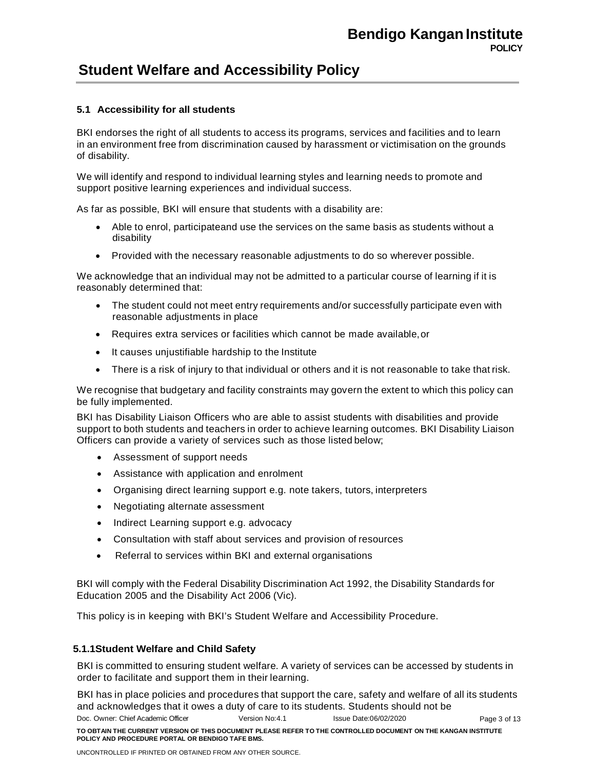### 5.1 Accessibility for all students

BKI endorses the right of all students to access its programs, services and facilities and to learn in an environment free from discrimination caused by harassment or victimisation on the grounds of disability.

We will identify and respond to individual learning styles and learning needs to promote and support positive learning experiences and individual success.

As far as possible, BKI will ensure that students with a disability are:

- Able to enrol, participateand use the services on the same basis as students without a disability
- Provided with the necessary reasonable adjustments to do so wherever possible.

We acknowledge that an individual may not be admitted to a particular course of learning if it is reasonably determined that:

- The student could not meet entry requirements and/or successfully participate even with reasonable adjustments in place
- Requires extra services or facilities which cannot be made available, or
- It causes unjustifiable hardship to the Institute
- There is a risk of injury to that individual or others and it is not reasonable to take that risk.

We recognise that budgetary and facility constraints may govern the extent to which this policy can be fully implemented.

BKI has Disability Liaison Officers who are able to assist students with disabilities and provide support to both students and teachers in order to achieve learning outcomes. BKI Disability Liaison Officers can provide a variety of services such as those listed below;

- Assessment of support needs
- Assistance with application and enrolment
- Organising direct learning support e.g. note takers, tutors, interpreters
- Negotiating alternate assessment
- Indirect Learning support e.g. advocacy
- Consultation with staff about services and provision of resources
- Referral to services within BKI and external organisations

BKI will comply with the Federal Disability Discrimination Act 1992, the Disability Standards for Education 2005 and the Disability Act 2006 (Vic).

This policy is in keeping with BKI's Student Welfare and Accessibility Procedure.

#### 5.1.1 Student Welfare and Child Safety

BKI is committed to ensuring student welfare. A variety of services can be accessed by students in order to facilitate and support them in their learning.

BKI has in place policies and procedures that support the care, safety and welfare of all its students and acknowledges that it owes a duty of care to its students. Students should not be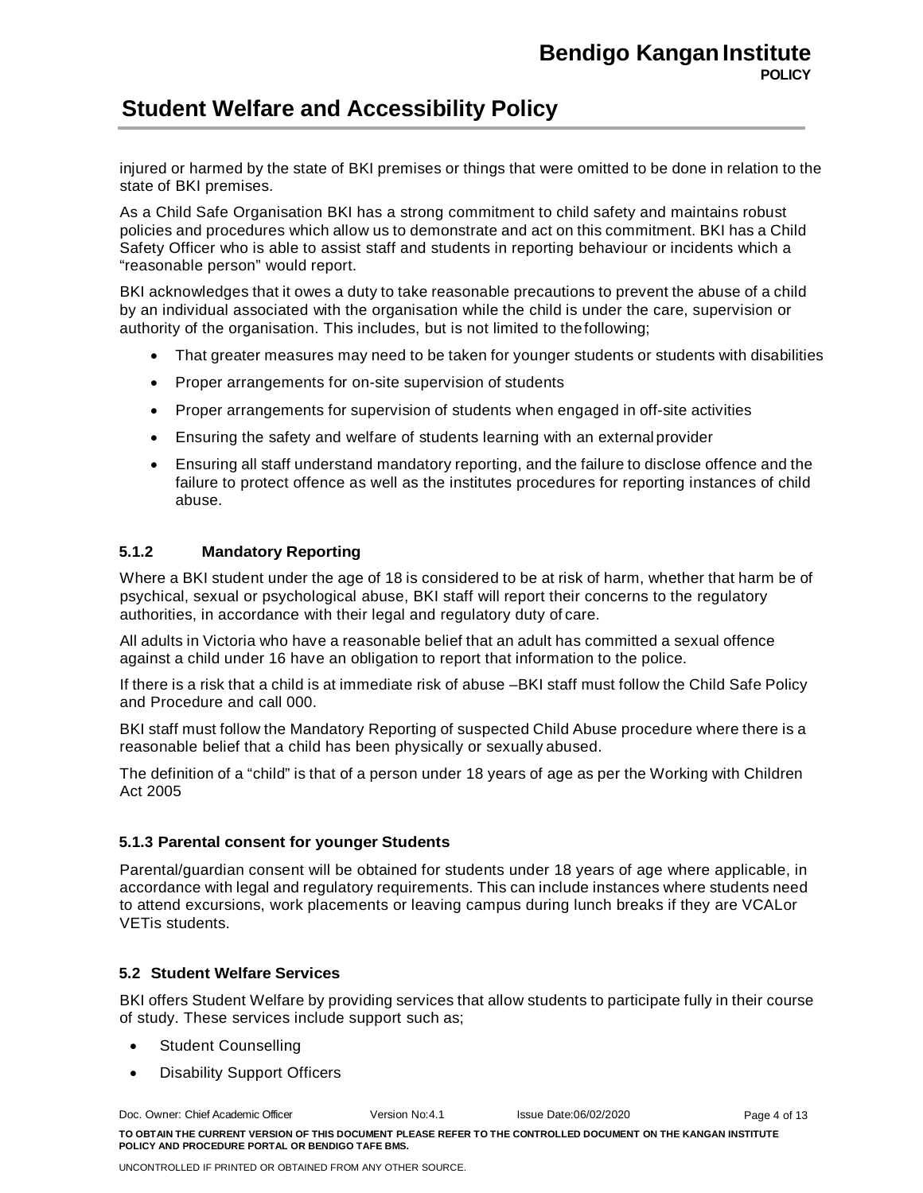injured or harmed by the state of BKI premises or things that were omitted to be done in relation to the state of BKI premises.

As a Child Safe Organisation BKI has a strong commitment to child safety and maintains robust policies and procedures which allow us to demonstrate and act on this commitment. BKI has a Child Safety Officer who is able to assist staff and students in reporting behaviour or incidents which a "reasonable person" would report.

BKI acknowledges that it owes a duty to take reasonable precautions to prevent the abuse of a child by an individual associated with the organisation while the child is under the care, supervision or authority of the organisation. This includes, but is not limited to the following;

- That greater measures may need to be taken for younger students or students with disabilities
- Proper arrangements for on-site supervision of students
- Proper arrangements for supervision of students when engaged in off-site activities
- Ensuring the safety and welfare of students learning with an external provider
- Ensuring all staff understand mandatory reporting, and the failure to disclose offence and the failure to protect offence as well as the institutes procedures for reporting instances of child abuse.

#### 5.1.2 Mandatory Reporting

Where a BKI student under the age of 18 is considered to be at risk of harm, whether that harm be of psychical, sexual or psychological abuse, BKI staff will report their concerns to the regulatory authorities, in accordance with their legal and regulatory duty of care.

All adults in Victoria who have a reasonable belief that an adult has committed a sexual offence against a child under 16 have an obligation to report that information to the police.

If there is a risk that a child is at immediate risk of abuse –BKI staff must follow the Child Safe Policy and Procedure and call 000.

BKI staff must follow the Mandatory Reporting of suspected Child Abuse procedure where there is a reasonable belief that a child has been physically or sexually abused.

The definition of a "child" is that of a person under 18 years of age as per the Working with Children Act 2005

#### 5.1.3 Parental consent for younger Students

Parental/guardian consent will be obtained for students under 18 years of age where applicable, in accordance with legal and regulatory requirements. This can include instances where students need to attend excursions, work placements or leaving campus during lunch breaks if they are VCALor VETis students.

### 5.2 Student Welfare Services

BKI offers Student Welfare by providing services that allow students to participate fully in their course of study. These services include support such as;

- Student Counselling
- Disability Support Officers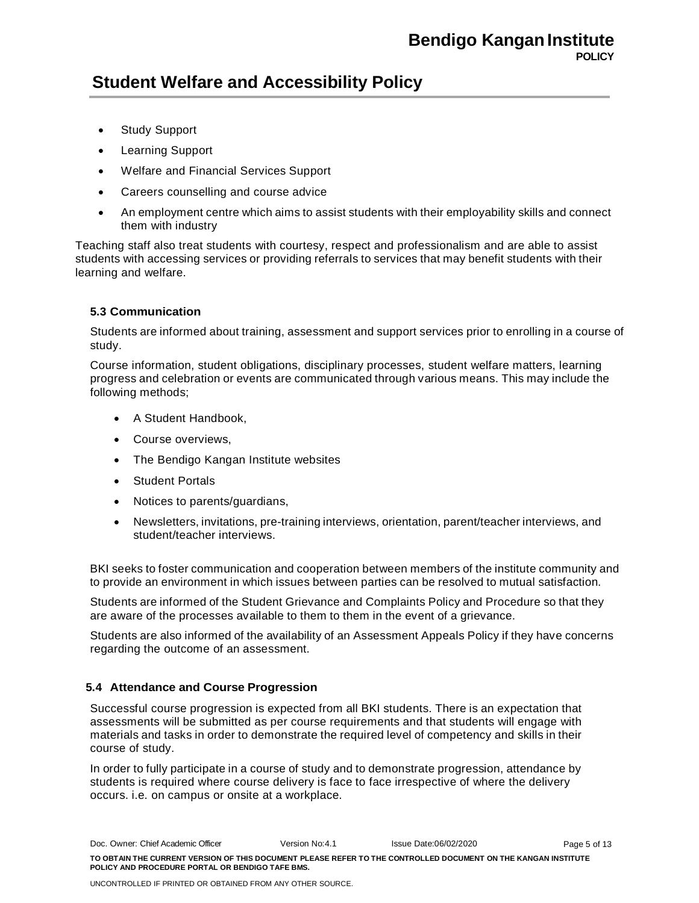- Study Support
- Learning Support
- Welfare and Financial Services Support
- Careers counselling and course advice
- An employment centre which aims to assist students with their employability skills and connect them with industry

Teaching staff also treat students with courtesy, respect and professionalism and are able to assist students with accessing services or providing referrals to services that may benefit students with their learning and welfare.

### 5.3 Communication

Students are informed about training, assessment and support services prior to enrolling in a course of study.

Course information, student obligations, disciplinary processes, student welfare matters, learning progress and celebration or events are communicated through various means. This may include the following methods;

- A Student Handbook,
- Course overviews,
- The Bendigo Kangan Institute websites
- Student Portals
- Notices to parents/guardians,
- Newsletters, invitations, pre-training interviews, orientation, parent/teacher interviews, and student/teacher interviews.

BKI seeks to foster communication and cooperation between members of the institute community and to provide an environment in which issues between parties can be resolved to mutual satisfaction.

Students are informed of the Student Grievance and Complaints Policy and Procedure so that they are aware of the processes available to them to them in the event of a grievance.

Students are also informed of the availability of an Assessment Appeals Policy if they have concerns regarding the outcome of an assessment.

### 5.4 Attendance and Course Progression

Successful course progression is expected from all BKI students. There is an expectation that assessments will be submitted as per course requirements and that students will engage with materials and tasks in order to demonstrate the required level of competency and skills in their course of study.

In order to fully participate in a course of study and to demonstrate progression, attendance by students is required where course delivery is face to face irrespective of where the delivery occurs. i.e. on campus or onsite at a workplace.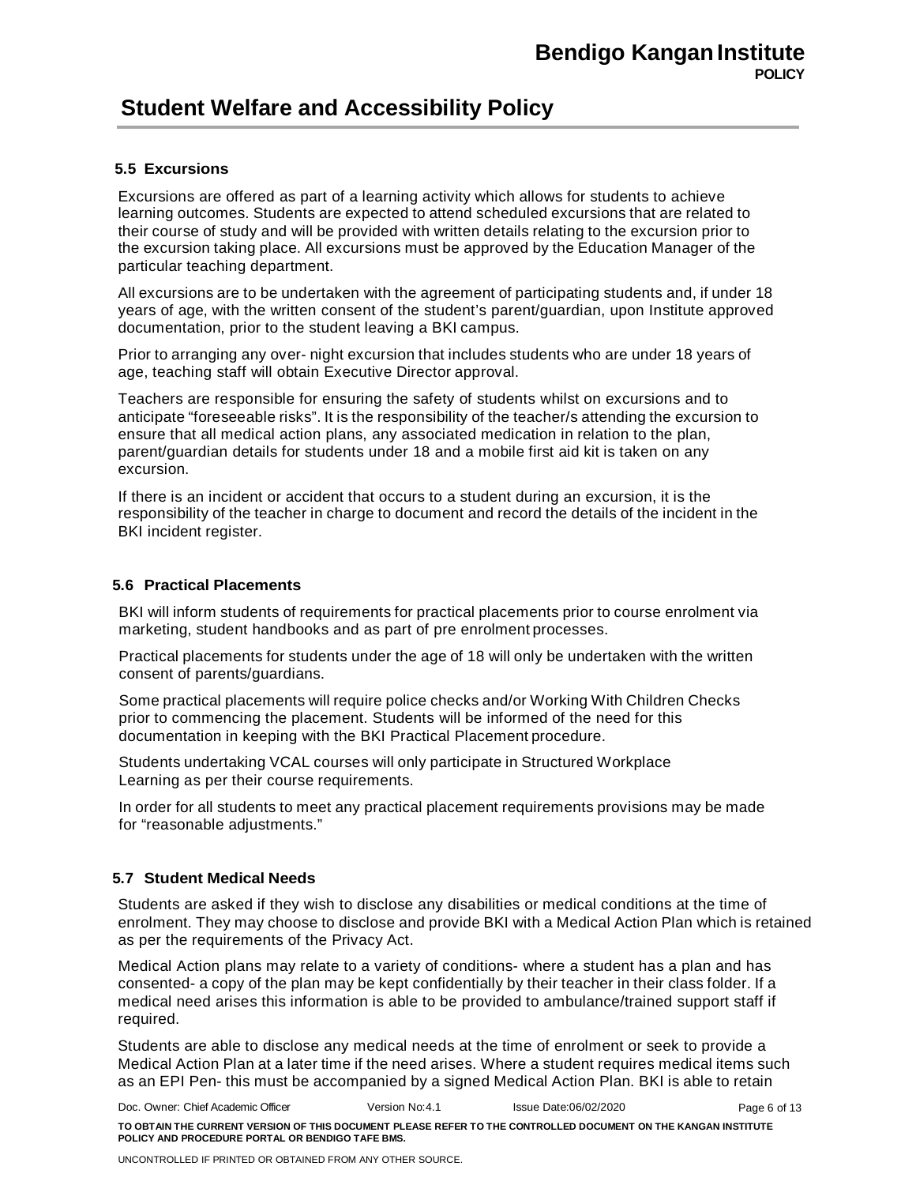### 5.5 Excursions

Excursions are offered as part of a learning activity which allows for students to achieve learning outcomes. Students are expected to attend scheduled excursions that are related to their course of study and will be provided with written details relating to the excursion prior to the excursion taking place. All excursions must be approved by the Education Manager of the particular teaching department.

All excursions are to be undertaken with the agreement of participating students and, if under 18 years of age, with the written consent of the student's parent/guardian, upon Institute approved documentation, prior to the student leaving a BKI campus.

Prior to arranging any over- night excursion that includes students who are under 18 years of age, teaching staff will obtain Executive Director approval.

Teachers are responsible for ensuring the safety of students whilst on excursions and to anticipate "foreseeable risks". It is the responsibility of the teacher/s attending the excursion to ensure that all medical action plans, any associated medication in relation to the plan, parent/guardian details for students under 18 and a mobile first aid kit is taken on any excursion.

If there is an incident or accident that occurs to a student during an excursion, it is the responsibility of the teacher in charge to document and record the details of the incident in the BKI incident register.

### 5.6 Practical Placements

BKI will inform students of requirements for practical placements prior to course enrolment via marketing, student handbooks and as part of pre enrolment processes.

Practical placements for students under the age of 18 will only be undertaken with the written consent of parents/guardians.

Some practical placements will require police checks and/or Working With Children Checks prior to commencing the placement. Students will be informed of the need for this documentation in keeping with the BKI Practical Placement procedure.

Students undertaking VCAL courses will only participate in Structured Workplace Learning as per their course requirements.

In order for all students to meet any practical placement requirements provisions may be made for "reasonable adjustments."

### 5.7 Student Medical Needs

Students are asked if they wish to disclose any disabilities or medical conditions at the time of enrolment. They may choose to disclose and provide BKI with a Medical Action Plan which is retained as per the requirements of the Privacy Act.

Medical Action plans may relate to a variety of conditions- where a student has a plan and has consented- a copy of the plan may be kept confidentially by their teacher in their class folder. If a medical need arises this information is able to be provided to ambulance/trained support staff if required.

Students are able to disclose any medical needs at the time of enrolment or seek to provide a Medical Action Plan at a later time if the need arises. Where a student requires medical items such as an EPI Pen- this must be accompanied by a signed Medical Action Plan. BKI is able to retain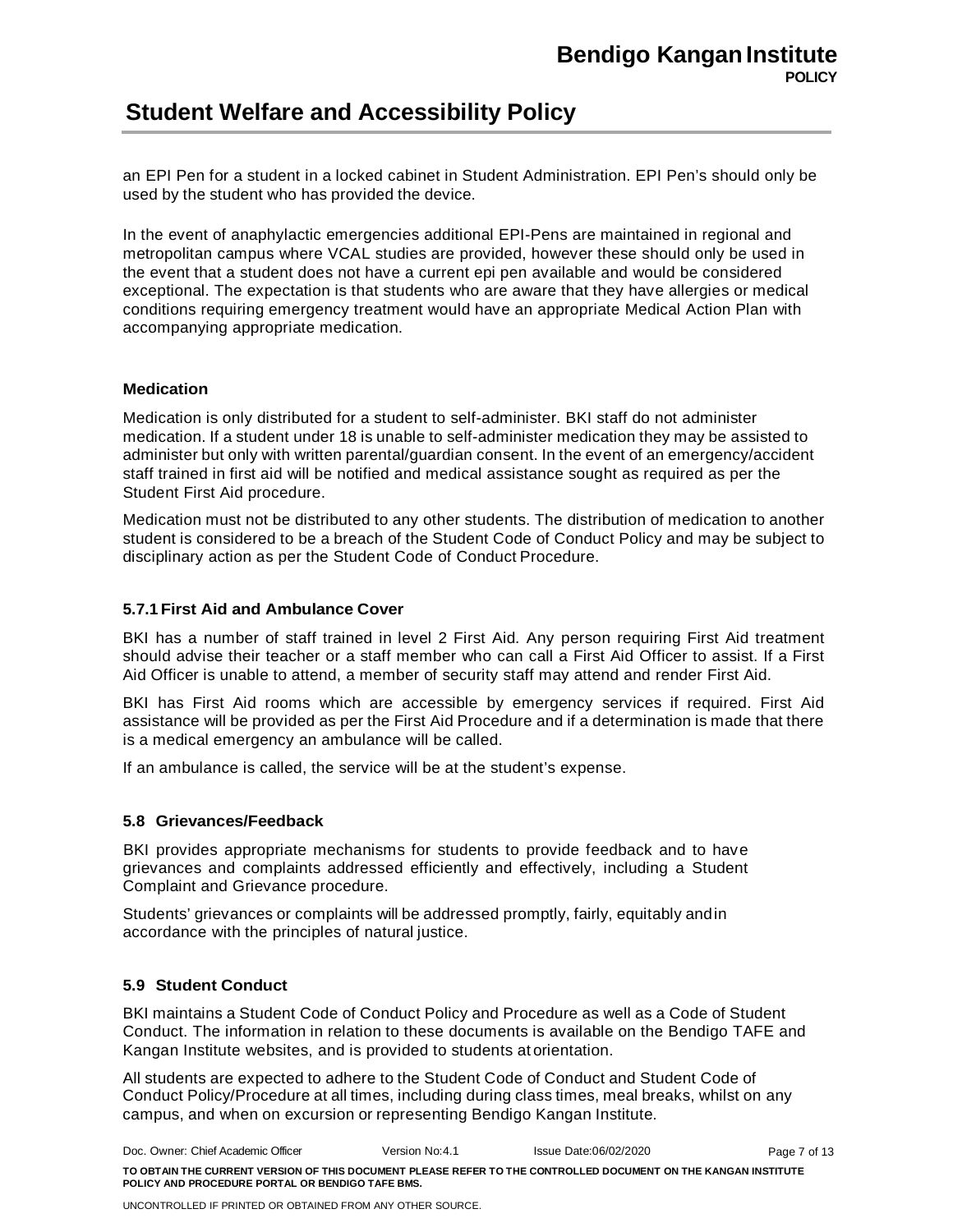an EPI Pen for a student in a locked cabinet in Student Administration. EPI Pen's should only be used by the student who has provided the device.

In the event of anaphylactic emergencies additional EPI-Pens are maintained in regional and metropolitan campus where VCAL studies are provided, however these should only be used in the event that a student does not have a current epi pen available and would be considered exceptional. The expectation is that students who are aware that they have allergies or medical conditions requiring emergency treatment would have an appropriate Medical Action Plan with accompanying appropriate medication.

**Medication**

Medication is only distributed for a student to self-administer. BKI staff do not administer medication. If a student under 18 is unable to self-administer medication they may be assisted to administer but only with written parental/guardian consent. In the event of an emergency/accident staff trained in first aid will be notified and medical assistance sought as required as per the Student First Aid procedure.

Medication must not be distributed to any other students. The distribution of medication to another student is considered to be a breach of the Student Code of Conduct Policy and may be subject to disciplinary action as per the Student Code of Conduct Procedure.

### 5.7.1 First Aid and Ambulance Cover

BKI has a number of staff trained in level 2 First Aid. Any person requiring First Aid treatment should advise their teacher or a staff member who can call a First Aid Officer to assist. If a First Aid Officer is unable to attend, a member of security staff may attend and render First Aid.

BKI has First Aid rooms which are accessible by emergency services if required. First Aid assistance will be provided as per the First Aid Procedure and if a determination is made that there is a medical emergency an ambulance will be called.

If an ambulance is called, the service will be at the student's expense.

### 5.8 Grievances/Feedback

BKI provides appropriate mechanisms for students to provide feedback and to have grievances and complaints addressed efficiently and effectively, including a Student Complaint and Grievance procedure.

Students' grievances or complaints will be addressed promptly, fairly, equitably and in accordance with the principles of natural justice.

### 5.9 Student Conduct

BKI maintains a Student Code of Conduct Policy and Procedure as well as a Code of Student Conduct. The information in relation to these documents is available on the Bendigo TAFE and Kangan Institute websites, and is provided to students at orientation.

All students are expected to adhere to the Student Code of Conduct and Student Code of Conduct Policy/Procedure at all times, including during class times, meal breaks, whilst on any campus, and when on excursion or representing Bendigo Kangan Institute.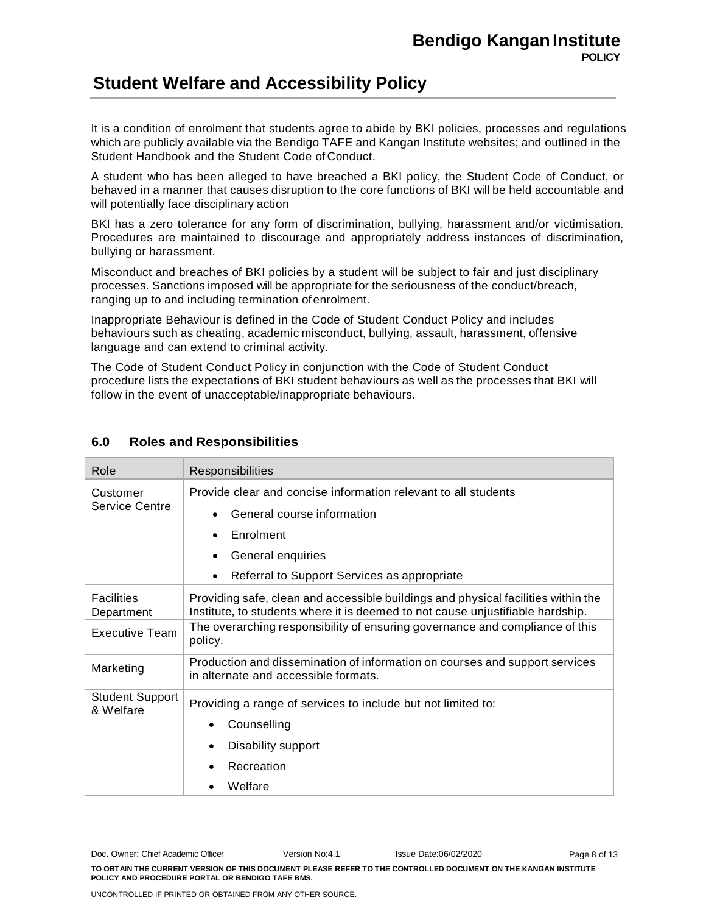It is a condition of enrolment that students agree to abide by BKI policies, processes and regulations which are publicly available via the Bendigo TAFE and Kangan Institute websites; and outlined in the Student Handbook and the Student Code of Conduct.

A student who has been alleged to have breached a BKI policy, the Student Code of Conduct, or behaved in a manner that causes disruption to the core functions of BKI will be held accountable and will potentially face disciplinary action

BKI has a zero tolerance for any form of discrimination, bullying, harassment and/or victimisation. Procedures are maintained to discourage and appropriately address instances of discrimination, bullying or harassment.

Misconduct and breaches of BKI policies by a student will be subject to fair and just disciplinary processes. Sanctions imposed will be appropriate for the seriousness of the conduct/breach, ranging up to and including termination of enrolment.

Inappropriate Behaviour is defined in the Code of Student Conduct Policy and includes behaviours such as cheating, academic misconduct, bullying, assault, harassment, offensive language and can extend to criminal activity.

The Code of Student Conduct Policy in conjunction with the Code of Student Conduct procedure lists the expectations of BKI student behaviours as well as the processes that BKI will follow in the event of unacceptable/inappropriate behaviours.

## 6.0 Roles and Responsibilities

| Role | Responsibilities |
|---|---|
| Customer Service Centre | Provide clear and concise information relevant to all students<br>• General course information<br>• Enrolment<br>• General enquiries<br>• Referral to Support Services as appropriate |
| Facilities Department | Providing safe, clean and accessible buildings and physical facilities within the Institute, to students where it is deemed to not cause unjustifiable hardship. |
| Executive Team | The overarching responsibility of ensuring governance and compliance of this policy. |
| Marketing | Production and dissemination of information on courses and support services in alternate and accessible formats. |
| Student Support & Welfare | Providing a range of services to include but not limited to:<br>• Counselling<br>• Disability support<br>• Recreation<br>• Welfare |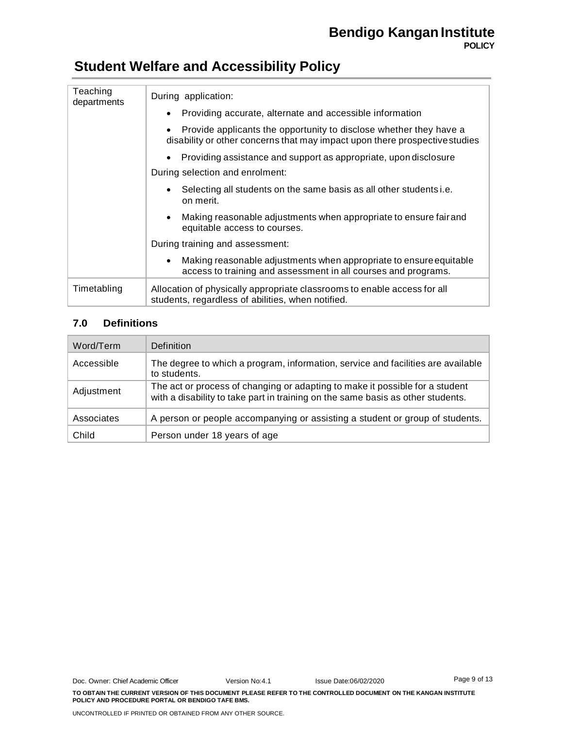| Teaching departments | During application:<br>• Providing accurate, alternate and accessible information<br>• Provide applicants the opportunity to disclose whether they have a disability or other concerns that may impact upon there prospective studies<br>• Providing assistance and support as appropriate, upon disclosure<br>During selection and enrolment:<br>• Selecting all students on the same basis as all other students i.e. on merit.<br>• Making reasonable adjustments when appropriate to ensure fair and equitable access to courses.<br>During training and assessment:<br>• Making reasonable adjustments when appropriate to ensure equitable access to training and assessment in all courses and programs. |
|---|---|
| Timetabling | Allocation of physically appropriate classrooms to enable access for all students, regardless of abilities, when notified. |

### 7.0 Definitions

| Word/Term | Definition |
|---|---|
| Accessible | The degree to which a program, information, service and facilities are available to students. |
| Adjustment | The act or process of changing or adapting to make it possible for a student with a disability to take part in training on the same basis as other students. |
| Associates | A person or people accompanying or assisting a student or group of students. |
| Child | Person under 18 years of age |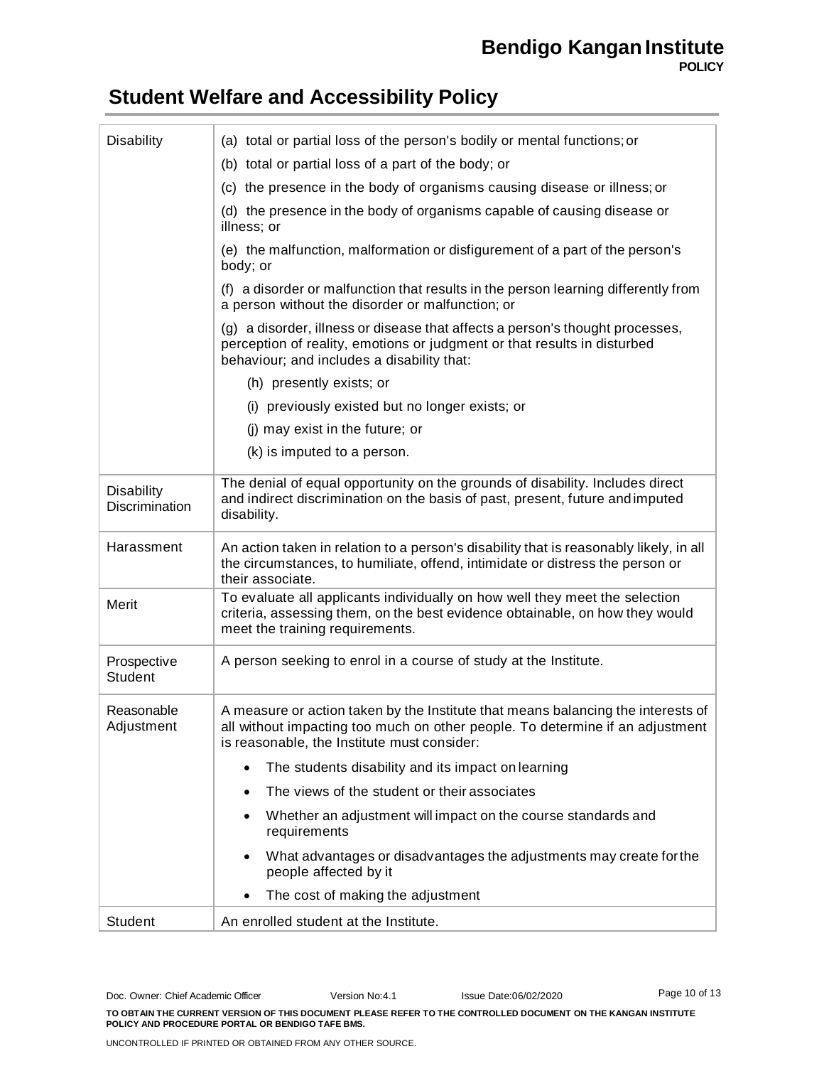| | |
|---|---|
| Disability | (a) total or partial loss of the person's bodily or mental functions; or<br>(b) total or partial loss of a part of the body; or<br>(c) the presence in the body of organisms causing disease or illness; or<br>(d) the presence in the body of organisms capable of causing disease or illness; or<br>(e) the malfunction, malformation or disfigurement of a part of the person's body; or<br>(f) a disorder or malfunction that results in the person learning differently from a person without the disorder or malfunction; or<br>(g) a disorder, illness or disease that affects a person's thought processes, perception of reality, emotions or judgment or that results in disturbed behaviour; and includes a disability that:<br>(h) presently exists; or<br>(i) previously existed but no longer exists; or<br>(j) may exist in the future; or<br>(k) is imputed to a person. |
| Disability Discrimination | The denial of equal opportunity on the grounds of disability. Includes direct and indirect discrimination on the basis of past, present, future and imputed disability. |
| Harassment | An action taken in relation to a person's disability that is reasonably likely, in all the circumstances, to humiliate, offend, intimidate or distress the person or their associate. |
| Merit | To evaluate all applicants individually on how well they meet the selection criteria, assessing them, on the best evidence obtainable, on how they would meet the training requirements. |
| Prospective Student | A person seeking to enrol in a course of study at the Institute. |
| Reasonable Adjustment | A measure or action taken by the Institute that means balancing the interests of all without impacting too much on other people. To determine if an adjustment is reasonable, the Institute must consider:<br>• The students disability and its impact on learning<br>• The views of the student or their associates<br>• Whether an adjustment will impact on the course standards and requirements<br>• What advantages or disadvantages the adjustments may create for the people affected by it<br>• The cost of making the adjustment |
| Student | An enrolled student at the Institute. |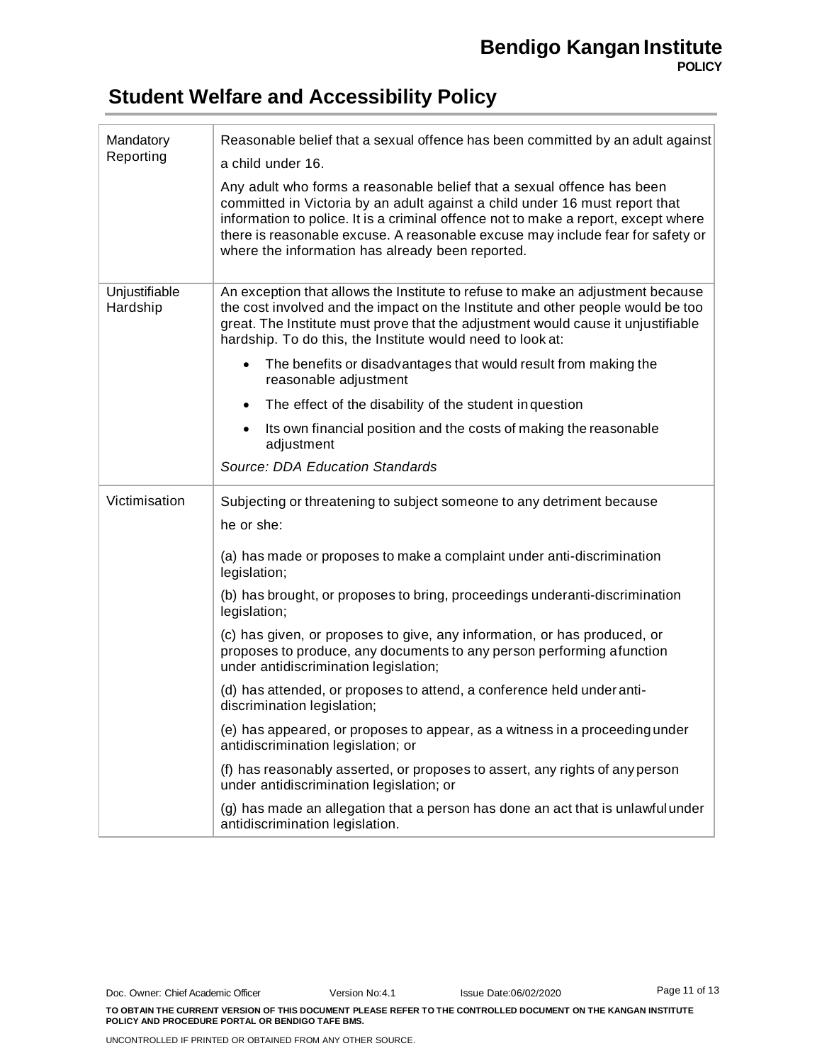| | |
|---|---|
| Mandatory Reporting | Reasonable belief that a sexual offence has been committed by an adult against a child under 16.<br><br>Any adult who forms a reasonable belief that a sexual offence has been committed in Victoria by an adult against a child under 16 must report that information to police. It is a criminal offence not to make a report, except where there is reasonable excuse. A reasonable excuse may include fear for safety or where the information has already been reported. |
| Unjustifiable Hardship | An exception that allows the Institute to refuse to make an adjustment because the cost involved and the impact on the Institute and other people would be too great. The Institute must prove that the adjustment would cause it unjustifiable hardship. To do this, the Institute would need to look at:<br><br>• The benefits or disadvantages that would result from making the reasonable adjustment<br>• The effect of the disability of the student in question<br>• Its own financial position and the costs of making the reasonable adjustment<br><br>*Source: DDA Education Standards* |
| Victimisation | Subjecting or threatening to subject someone to any detriment because he or she:<br><br>(a) has made or proposes to make a complaint under anti-discrimination legislation;<br><br>(b) has brought, or proposes to bring, proceedings under anti-discrimination legislation;<br><br>(c) has given, or proposes to give, any information, or has produced, or proposes to produce, any documents to any person performing a function under antidiscrimination legislation;<br><br>(d) has attended, or proposes to attend, a conference held under anti-discrimination legislation;<br><br>(e) has appeared, or proposes to appear, as a witness in a proceeding under antidiscrimination legislation; or<br><br>(f) has reasonably asserted, or proposes to assert, any rights of any person under antidiscrimination legislation; or<br><br>(g) has made an allegation that a person has done an act that is unlawful under antidiscrimination legislation. |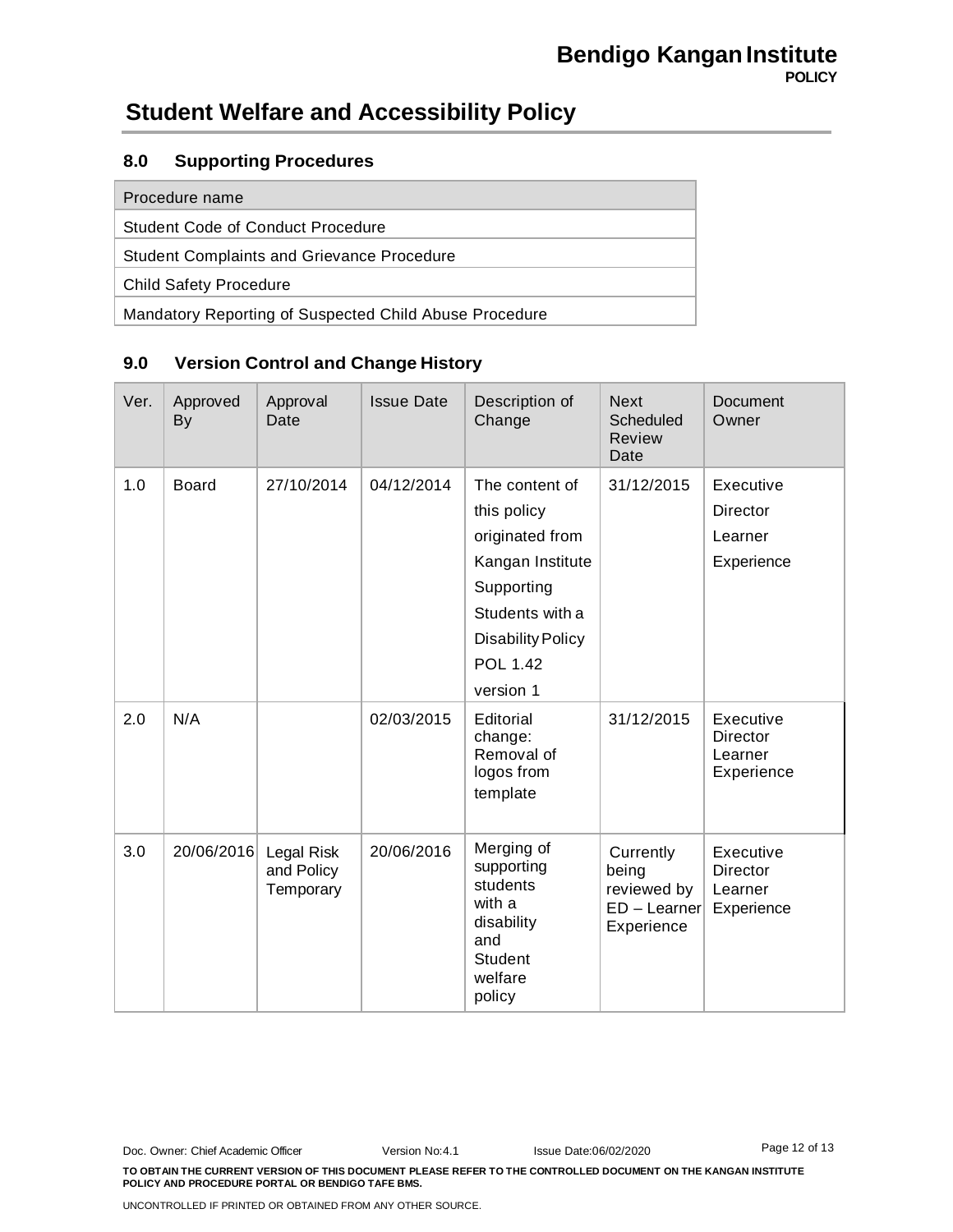# Student Welfare and Accessibility Policy

## 8.0 Supporting Procedures

| Procedure name |
|---|
| Student Code of Conduct Procedure |
| Student Complaints and Grievance Procedure |
| Child Safety Procedure |
| Mandatory Reporting of Suspected Child Abuse Procedure |

## 9.0 Version Control and Change History

| Ver. | Approved By | Approval Date | Issue Date | Description of Change | Next Scheduled Review Date | Document Owner |
|---|---|---|---|---|---|---|
| 1.0 | Board | 27/10/2014 | 04/12/2014 | The content of this policy originated from Kangan Institute Supporting Students with a Disability Policy POL 1.42 version 1 | 31/12/2015 | Executive Director Learner Experience |
| 2.0 | N/A | | 02/03/2015 | Editorial change: Removal of logos from template | 31/12/2015 | Executive Director Learner Experience |
| 3.0 | 20/06/2016 | Legal Risk and Policy Temporary | 20/06/2016 | Merging of supporting students with a disability and Student welfare policy | Currently being reviewed by ED – Learner Experience | Executive Director Learner Experience |

Doc. Owner: Chief Academic Officer Version No:4.1 Issue Date:06/02/2020

**TO OBTAIN THE CURRENT VERSION OF THIS DOCUMENT PLEASE REFER TO THE CONTROLLED DOCUMENT ON THE KANGAN INSTITUTE POLICY AND PROCEDURE PORTAL OR BENDIGO TAFE BMS.**

UNCONTROLLED IF PRINTED OR OBTAINED FROM ANY OTHER SOURCE.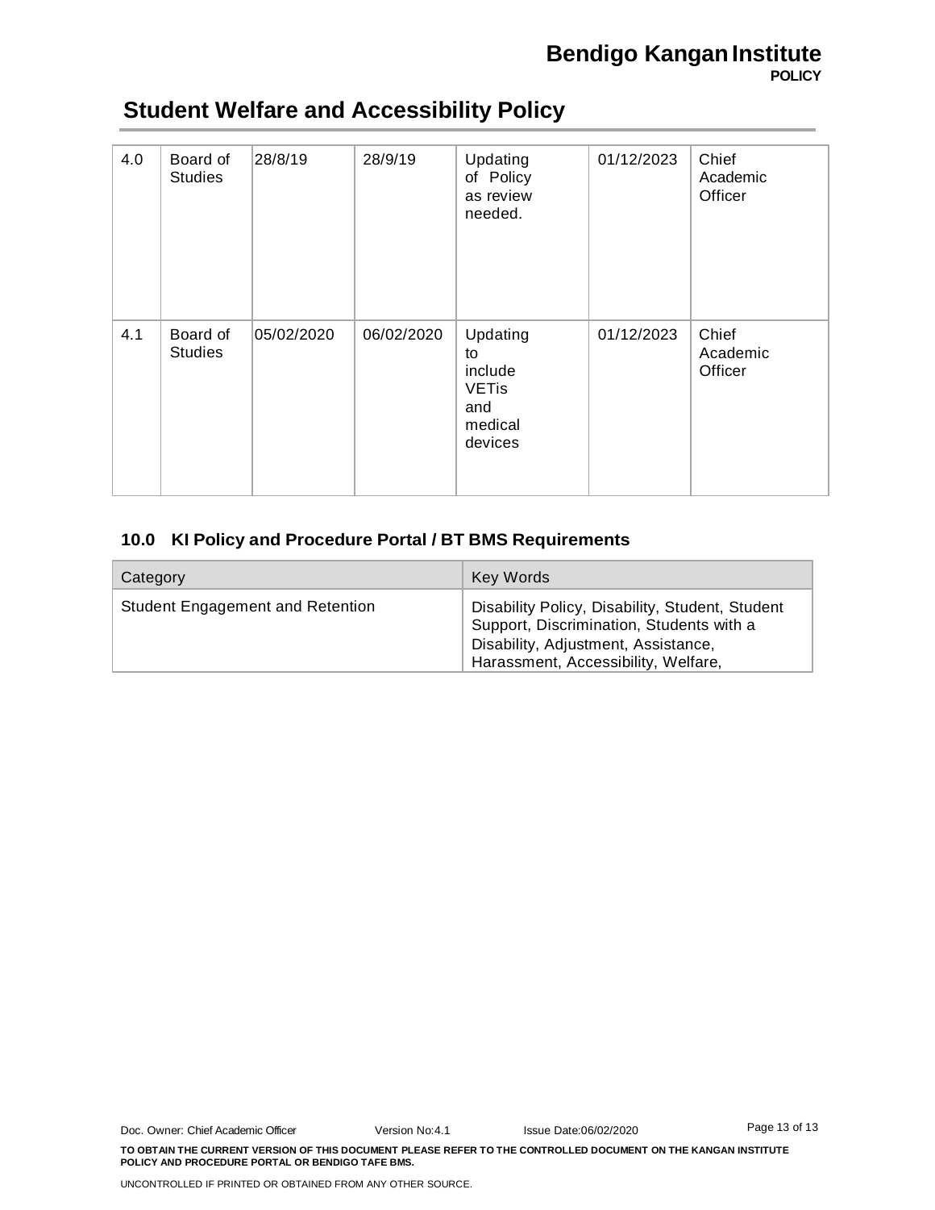| | | | | | | |
|---|---|---|---|---|---|---|
| 4.0 | Board of Studies | 28/8/19 | 28/9/19 | Updating of Policy as review needed. | 01/12/2023 | Chief Academic Officer |
| 4.1 | Board of Studies | 05/02/2020 | 06/02/2020 | Updating to include VETis and medical devices | 01/12/2023 | Chief Academic Officer |

### 10.0 KI Policy and Procedure Portal / BT BMS Requirements

| Category | Key Words |
|---|---|
| Student Engagement and Retention | Disability Policy, Disability, Student, Student Support, Discrimination, Students with a Disability, Adjustment, Assistance, Harassment, Accessibility, Welfare, |